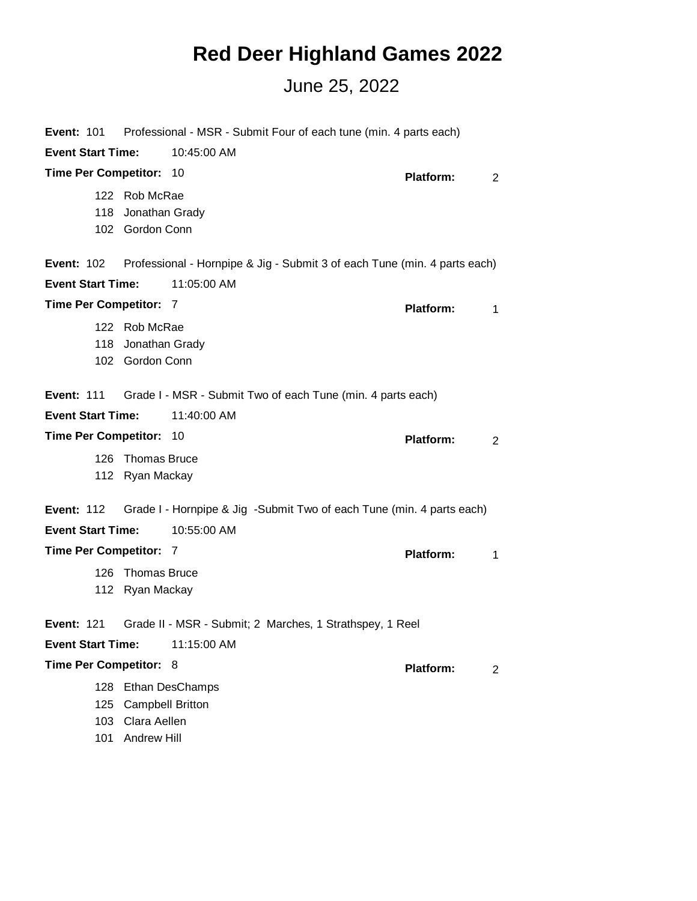# Red Deer Highland Games 2022

June 25, 2022

**Event:** 101 Professional - MSR - Submit Four of each tune (min. 4 parts each)

**Event Start Time:** 10:45:00 AM

**Time Per Competitor:** 10 **Platform:** 2

- 122 Rob McRae
- 118 Jonathan Grady
- 102 Gordon Conn

**Event:** 102 Professional - Hornpipe & Jig - Submit 3 of each Tune (min. 4 parts each)

**Event Start Time:** 11:05:00 AM

**Time Per Competitor:** 7 **Platform:** 1

- 122 Rob McRae
- 118 Jonathan Grady
- 102 Gordon Conn

**Event:** 111 Grade I - MSR - Submit Two of each Tune (min. 4 parts each)

**Event Start Time:** 11:40:00 AM

**Time Per Competitor:** 10 **Platform:** 2

- 126 Thomas Bruce
- 112 Ryan Mackay

**Event:** 112 Grade I - Hornpipe & Jig -Submit Two of each Tune (min. 4 parts each)

**Event Start Time:** 10:55:00 AM

**Time Per Competitor:** 7 **Platform:** 1

- 126 Thomas Bruce
- 112 Ryan Mackay

**Event:** 121 Grade II - MSR - Submit; 2 Marches, 1 Strathspey, 1 Reel

**Event Start Time:** 11:15:00 AM

**Time Per Competitor:** 8 **Platform:** 2

- 128 Ethan DesChamps
- 125 Campbell Britton
- 103 Clara Aellen
- 101 Andrew Hill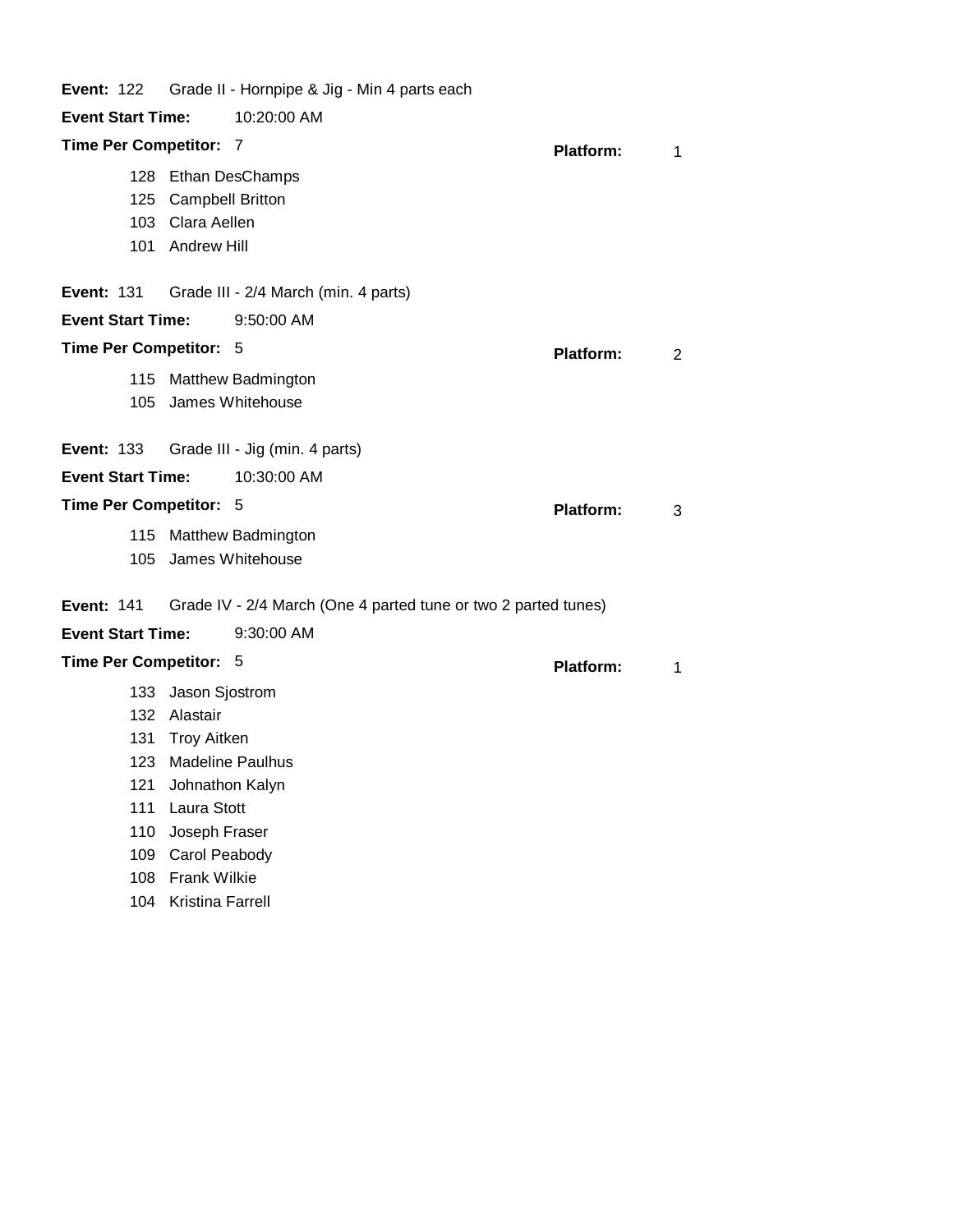**Event:** 122 Grade II - Hornpipe & Jig - Min 4 parts each

**Event Start Time:** 10:20:00 AM

**Time Per Competitor:** 7 **Platform:** 1

- 128 Ethan DesChamps
- 125 Campbell Britton
- 103 Clara Aellen
- 101 Andrew Hill

**Event:** 131 Grade III - 2/4 March (min. 4 parts)

**Event Start Time:** 9:50:00 AM

**Time Per Competitor:** 5 **Platform:** 2

- 115 Matthew Badmington
- 105 James Whitehouse

**Event:** 133 Grade III - Jig (min. 4 parts)

**Event Start Time:** 10:30:00 AM

**Time Per Competitor:** 5 **Platform:** 3

- 115 Matthew Badmington
- 105 James Whitehouse

**Event:** 141 Grade IV - 2/4 March (One 4 parted tune or two 2 parted tunes)

**Event Start Time:** 9:30:00 AM

**Time Per Competitor:** 5 **Platform:** 1

- 133 Jason Sjostrom
- 132 Alastair
- 131 Troy Aitken
- 123 Madeline Paulhus
- 121 Johnathon Kalyn
- 111 Laura Stott
- 110 Joseph Fraser
- 109 Carol Peabody
- 108 Frank Wilkie
- 104 Kristina Farrell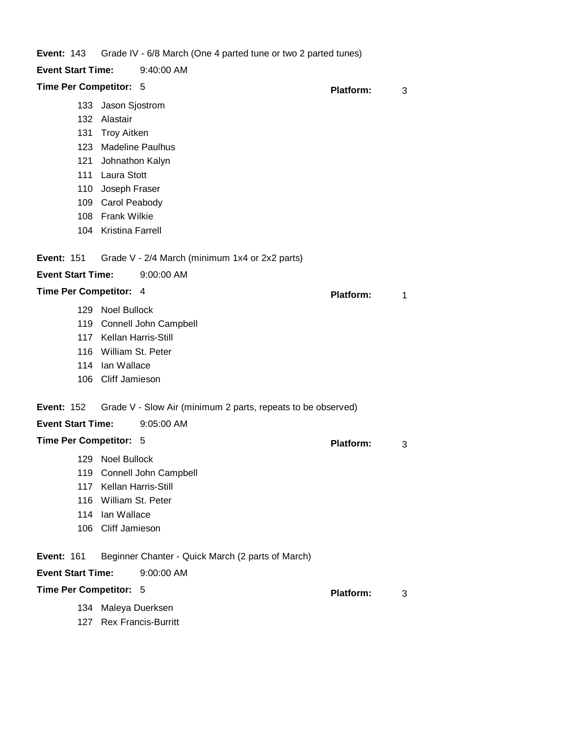**Event:** 143 Grade IV - 6/8 March (One 4 parted tune or two 2 parted tunes)

**Event Start Time:** 9:40:00 AM

**Time Per Competitor:** 5 **Platform:** 3

133 Jason Sjostrom
132 Alastair
131 Troy Aitken
123 Madeline Paulhus
121 Johnathon Kalyn
111 Laura Stott
110 Joseph Fraser
109 Carol Peabody
108 Frank Wilkie
104 Kristina Farrell

**Event:** 151 Grade V - 2/4 March (minimum 1x4 or 2x2 parts)

**Event Start Time:** 9:00:00 AM

**Time Per Competitor:** 4 **Platform:** 1

129 Noel Bullock
119 Connell John Campbell
117 Kellan Harris-Still
116 William St. Peter
114 Ian Wallace
106 Cliff Jamieson

**Event:** 152 Grade V - Slow Air (minimum 2 parts, repeats to be observed)

**Event Start Time:** 9:05:00 AM

**Time Per Competitor:** 5 **Platform:** 3

129 Noel Bullock
119 Connell John Campbell
117 Kellan Harris-Still
116 William St. Peter
114 Ian Wallace
106 Cliff Jamieson

**Event:** 161 Beginner Chanter - Quick March (2 parts of March)

**Event Start Time:** 9:00:00 AM

**Time Per Competitor:** 5 **Platform:** 3

134 Maleya Duerksen
127 Rex Francis-Burritt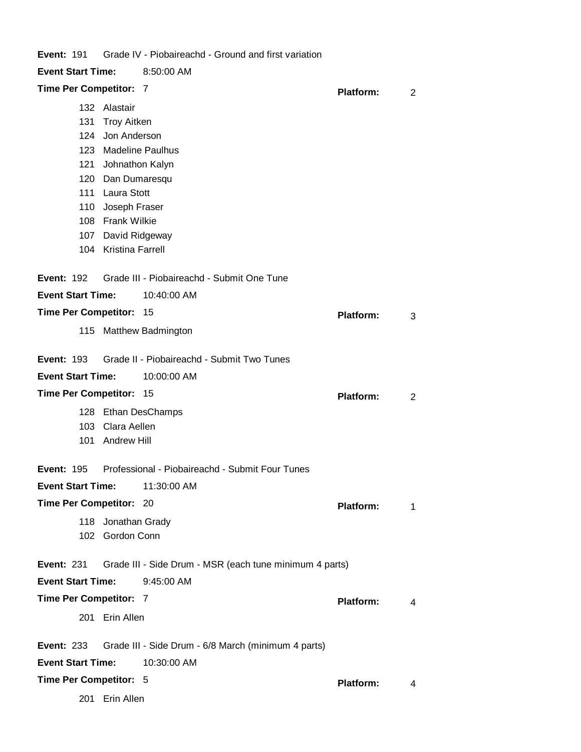**Event:** 191 Grade IV - Piobaireachd - Ground and first variation

**Event Start Time:** 8:50:00 AM

**Time Per Competitor:** 7 **Platform:** 2

132 Alastair
131 Troy Aitken
124 Jon Anderson
123 Madeline Paulhus
121 Johnathon Kalyn
120 Dan Dumaresqu
111 Laura Stott
110 Joseph Fraser
108 Frank Wilkie
107 David Ridgeway
104 Kristina Farrell

**Event:** 192 Grade III - Piobaireachd - Submit One Tune

**Event Start Time:** 10:40:00 AM

**Time Per Competitor:** 15 **Platform:** 3

115 Matthew Badmington

**Event:** 193 Grade II - Piobaireachd - Submit Two Tunes

**Event Start Time:** 10:00:00 AM

**Time Per Competitor:** 15 **Platform:** 2

128 Ethan DesChamps
103 Clara Aellen
101 Andrew Hill

**Event:** 195 Professional - Piobaireachd - Submit Four Tunes

**Event Start Time:** 11:30:00 AM

**Time Per Competitor:** 20 **Platform:** 1

118 Jonathan Grady
102 Gordon Conn

**Event:** 231 Grade III - Side Drum - MSR (each tune minimum 4 parts)

**Event Start Time:** 9:45:00 AM

**Time Per Competitor:** 7 **Platform:** 4

201 Erin Allen

**Event:** 233 Grade III - Side Drum - 6/8 March (minimum 4 parts)

**Event Start Time:** 10:30:00 AM

**Time Per Competitor:** 5 **Platform:** 4

201 Erin Allen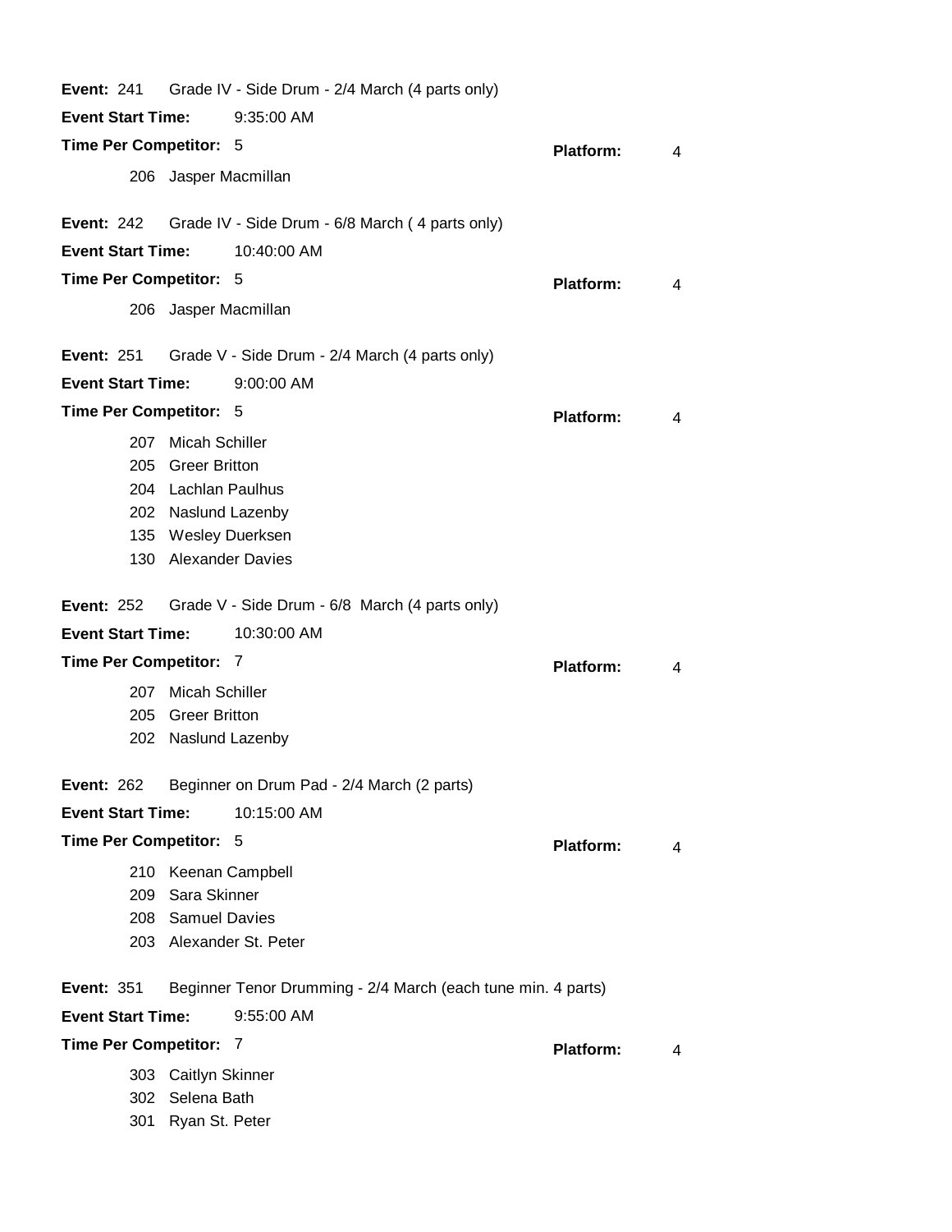**Event:** 241 Grade IV - Side Drum - 2/4 March (4 parts only)

**Event Start Time:** 9:35:00 AM

**Time Per Competitor:** 5 **Platform:** 4

206 Jasper Macmillan

**Event:** 242 Grade IV - Side Drum - 6/8 March ( 4 parts only)

**Event Start Time:** 10:40:00 AM

**Time Per Competitor:** 5 **Platform:** 4

206 Jasper Macmillan

**Event:** 251 Grade V - Side Drum - 2/4 March (4 parts only)

**Event Start Time:** 9:00:00 AM

**Time Per Competitor:** 5 **Platform:** 4

207 Micah Schiller
205 Greer Britton
204 Lachlan Paulhus
202 Naslund Lazenby
135 Wesley Duerksen
130 Alexander Davies

**Event:** 252 Grade V - Side Drum - 6/8 March (4 parts only)

**Event Start Time:** 10:30:00 AM

**Time Per Competitor:** 7 **Platform:** 4

207 Micah Schiller
205 Greer Britton
202 Naslund Lazenby

**Event:** 262 Beginner on Drum Pad - 2/4 March (2 parts)

**Event Start Time:** 10:15:00 AM

**Time Per Competitor:** 5 **Platform:** 4

210 Keenan Campbell
209 Sara Skinner
208 Samuel Davies
203 Alexander St. Peter

**Event:** 351 Beginner Tenor Drumming - 2/4 March (each tune min. 4 parts)

**Event Start Time:** 9:55:00 AM

**Time Per Competitor:** 7 **Platform:** 4

303 Caitlyn Skinner
302 Selena Bath
301 Ryan St. Peter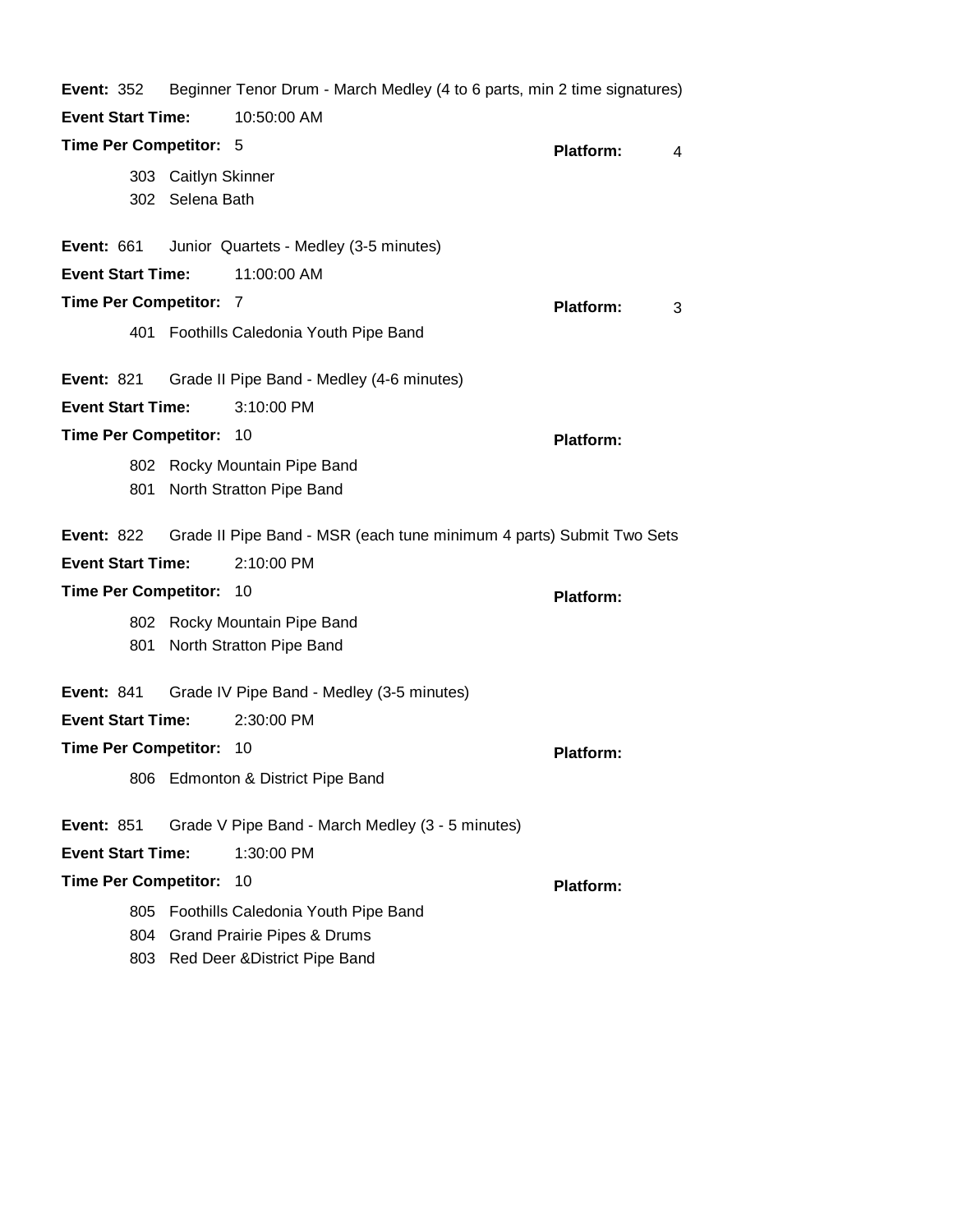**Event:** 352 Beginner Tenor Drum - March Medley (4 to 6 parts, min 2 time signatures)

**Event Start Time:** 10:50:00 AM

**Time Per Competitor:** 5 **Platform:** 4

303 Caitlyn Skinner
302 Selena Bath

**Event:** 661 Junior Quartets - Medley (3-5 minutes)

**Event Start Time:** 11:00:00 AM

**Time Per Competitor:** 7 **Platform:** 3

401 Foothills Caledonia Youth Pipe Band

**Event:** 821 Grade II Pipe Band - Medley (4-6 minutes)

**Event Start Time:** 3:10:00 PM

**Time Per Competitor:** 10 **Platform:**

802 Rocky Mountain Pipe Band
801 North Stratton Pipe Band

**Event:** 822 Grade II Pipe Band - MSR (each tune minimum 4 parts) Submit Two Sets

**Event Start Time:** 2:10:00 PM

**Time Per Competitor:** 10 **Platform:**

802 Rocky Mountain Pipe Band
801 North Stratton Pipe Band

**Event:** 841 Grade IV Pipe Band - Medley (3-5 minutes)

**Event Start Time:** 2:30:00 PM

**Time Per Competitor:** 10 **Platform:**

806 Edmonton & District Pipe Band

**Event:** 851 Grade V Pipe Band - March Medley (3 - 5 minutes)

**Event Start Time:** 1:30:00 PM

**Time Per Competitor:** 10 **Platform:**

805 Foothills Caledonia Youth Pipe Band
804 Grand Prairie Pipes & Drums
803 Red Deer &District Pipe Band